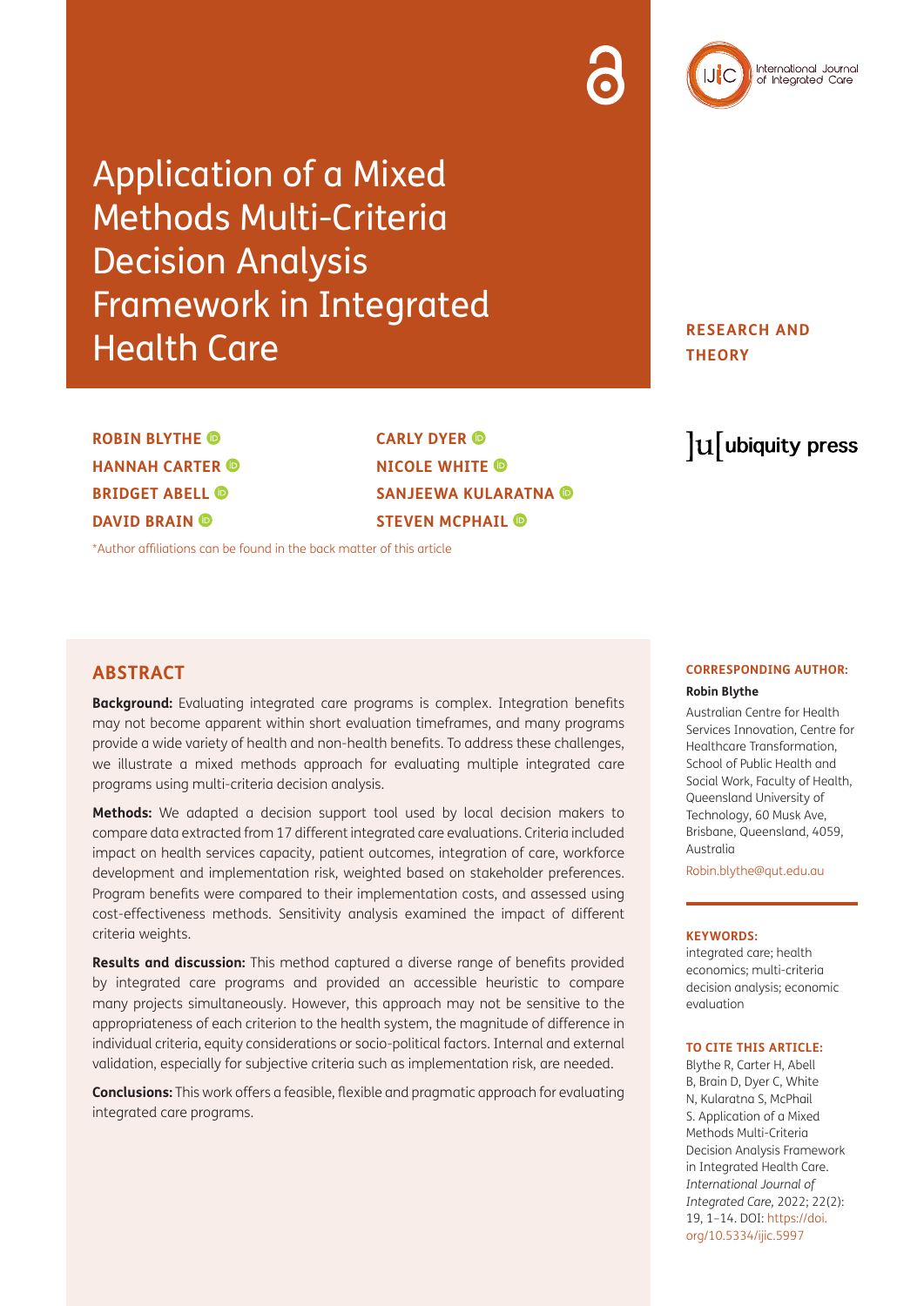# Application of a Mixed Methods Multi-Criteria Decision Analysis Framework in Integrated Health Care

RESEARCH AND THEORY

**ROBIN BLYTHE**
**HANNAH CARTER**
**BRIDGET ABELL**
**DAVID BRAIN**
**CARLY DYER**
**NICOLE WHITE**
**SANJEEWA KULARATNA**
**STEVEN MCPHAIL**

*Author affiliations can be found in the back matter of this article

## ABSTRACT

**Background:** Evaluating integrated care programs is complex. Integration benefits may not become apparent within short evaluation timeframes, and many programs provide a wide variety of health and non-health benefits. To address these challenges, we illustrate a mixed methods approach for evaluating multiple integrated care programs using multi-criteria decision analysis.

**Methods:** We adapted a decision support tool used by local decision makers to compare data extracted from 17 different integrated care evaluations. Criteria included impact on health services capacity, patient outcomes, integration of care, workforce development and implementation risk, weighted based on stakeholder preferences. Program benefits were compared to their implementation costs, and assessed using cost-effectiveness methods. Sensitivity analysis examined the impact of different criteria weights.

**Results and discussion:** This method captured a diverse range of benefits provided by integrated care programs and provided an accessible heuristic to compare many projects simultaneously. However, this approach may not be sensitive to the appropriateness of each criterion to the health system, the magnitude of difference in individual criteria, equity considerations or socio-political factors. Internal and external validation, especially for subjective criteria such as implementation risk, are needed.

**Conclusions:** This work offers a feasible, flexible and pragmatic approach for evaluating integrated care programs.

**CORRESPONDING AUTHOR:**

**Robin Blythe**

Australian Centre for Health Services Innovation, Centre for Healthcare Transformation, School of Public Health and Social Work, Faculty of Health, Queensland University of Technology, 60 Musk Ave, Brisbane, Queensland, 4059, Australia

Robin.blythe@qut.edu.au

**KEYWORDS:**

integrated care; health economics; multi-criteria decision analysis; economic evaluation

**TO CITE THIS ARTICLE:**

Blythe R, Carter H, Abell B, Brain D, Dyer C, White N, Kularatna S, McPhail S. Application of a Mixed Methods Multi-Criteria Decision Analysis Framework in Integrated Health Care. *International Journal of Integrated Care,* 2022; 22(2): 19, 1–14. DOI: https://doi.org/10.5334/ijic.5997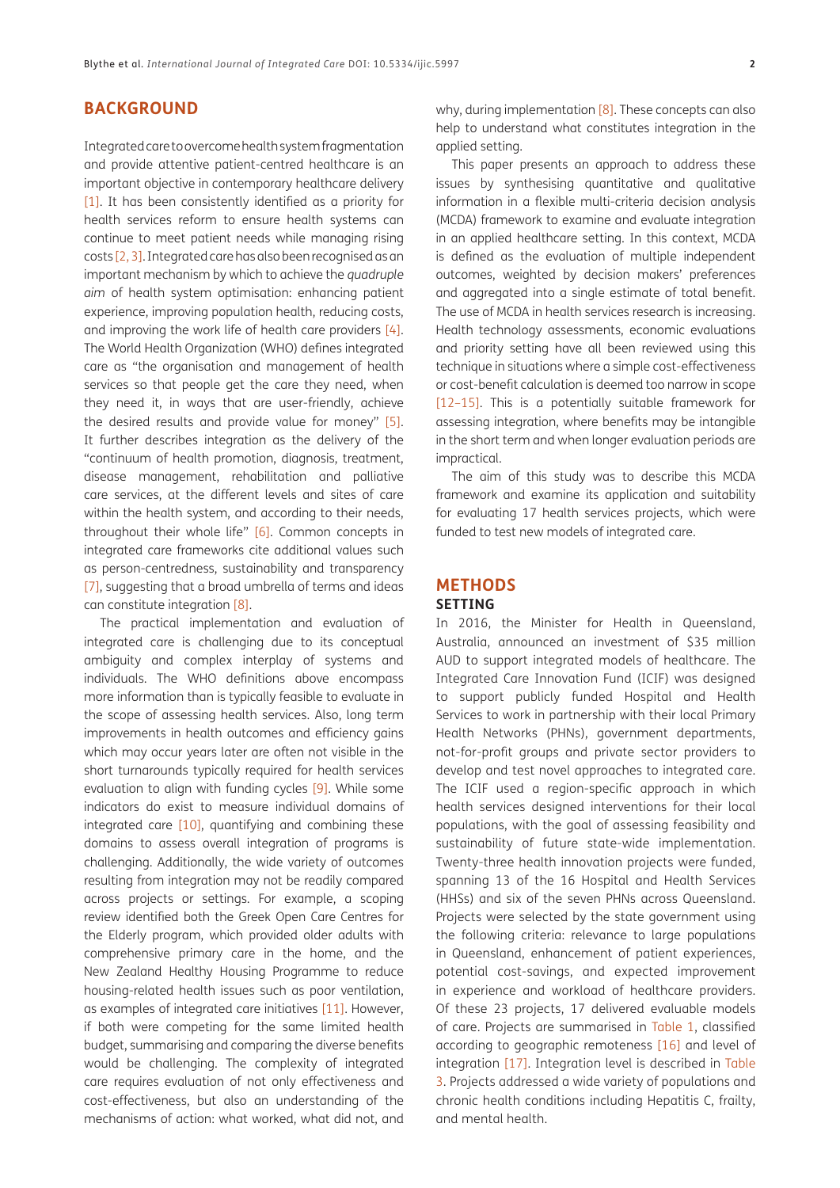## BACKGROUND

Integrated care to overcome health system fragmentation and provide attentive patient-centred healthcare is an important objective in contemporary healthcare delivery [1]. It has been consistently identified as a priority for health services reform to ensure health systems can continue to meet patient needs while managing rising costs [2, 3]. Integrated care has also been recognised as an important mechanism by which to achieve the *quadruple aim* of health system optimisation: enhancing patient experience, improving population health, reducing costs, and improving the work life of health care providers [4]. The World Health Organization (WHO) defines integrated care as "the organisation and management of health services so that people get the care they need, when they need it, in ways that are user-friendly, achieve the desired results and provide value for money" [5]. It further describes integration as the delivery of the "continuum of health promotion, diagnosis, treatment, disease management, rehabilitation and palliative care services, at the different levels and sites of care within the health system, and according to their needs, throughout their whole life" [6]. Common concepts in integrated care frameworks cite additional values such as person-centredness, sustainability and transparency [7], suggesting that a broad umbrella of terms and ideas can constitute integration [8].

The practical implementation and evaluation of integrated care is challenging due to its conceptual ambiguity and complex interplay of systems and individuals. The WHO definitions above encompass more information than is typically feasible to evaluate in the scope of assessing health services. Also, long term improvements in health outcomes and efficiency gains which may occur years later are often not visible in the short turnarounds typically required for health services evaluation to align with funding cycles [9]. While some indicators do exist to measure individual domains of integrated care [10], quantifying and combining these domains to assess overall integration of programs is challenging. Additionally, the wide variety of outcomes resulting from integration may not be readily compared across projects or settings. For example, a scoping review identified both the Greek Open Care Centres for the Elderly program, which provided older adults with comprehensive primary care in the home, and the New Zealand Healthy Housing Programme to reduce housing-related health issues such as poor ventilation, as examples of integrated care initiatives [11]. However, if both were competing for the same limited health budget, summarising and comparing the diverse benefits would be challenging. The complexity of integrated care requires evaluation of not only effectiveness and cost-effectiveness, but also an understanding of the mechanisms of action: what worked, what did not, and why, during implementation [8]. These concepts can also help to understand what constitutes integration in the applied setting.

This paper presents an approach to address these issues by synthesising quantitative and qualitative information in a flexible multi-criteria decision analysis (MCDA) framework to examine and evaluate integration in an applied healthcare setting. In this context, MCDA is defined as the evaluation of multiple independent outcomes, weighted by decision makers' preferences and aggregated into a single estimate of total benefit. The use of MCDA in health services research is increasing. Health technology assessments, economic evaluations and priority setting have all been reviewed using this technique in situations where a simple cost-effectiveness or cost-benefit calculation is deemed too narrow in scope [12–15]. This is a potentially suitable framework for assessing integration, where benefits may be intangible in the short term and when longer evaluation periods are impractical.

The aim of this study was to describe this MCDA framework and examine its application and suitability for evaluating 17 health services projects, which were funded to test new models of integrated care.

## METHODS

### SETTING

In 2016, the Minister for Health in Queensland, Australia, announced an investment of $35 million AUD to support integrated models of healthcare. The Integrated Care Innovation Fund (ICIF) was designed to support publicly funded Hospital and Health Services to work in partnership with their local Primary Health Networks (PHNs), government departments, not-for-profit groups and private sector providers to develop and test novel approaches to integrated care. The ICIF used a region-specific approach in which health services designed interventions for their local populations, with the goal of assessing feasibility and sustainability of future state-wide implementation. Twenty-three health innovation projects were funded, spanning 13 of the 16 Hospital and Health Services (HHSs) and six of the seven PHNs across Queensland. Projects were selected by the state government using the following criteria: relevance to large populations in Queensland, enhancement of patient experiences, potential cost-savings, and expected improvement in experience and workload of healthcare providers. Of these 23 projects, 17 delivered evaluable models of care. Projects are summarised in Table 1, classified according to geographic remoteness [16] and level of integration [17]. Integration level is described in Table 3. Projects addressed a wide variety of populations and chronic health conditions including Hepatitis C, frailty, and mental health.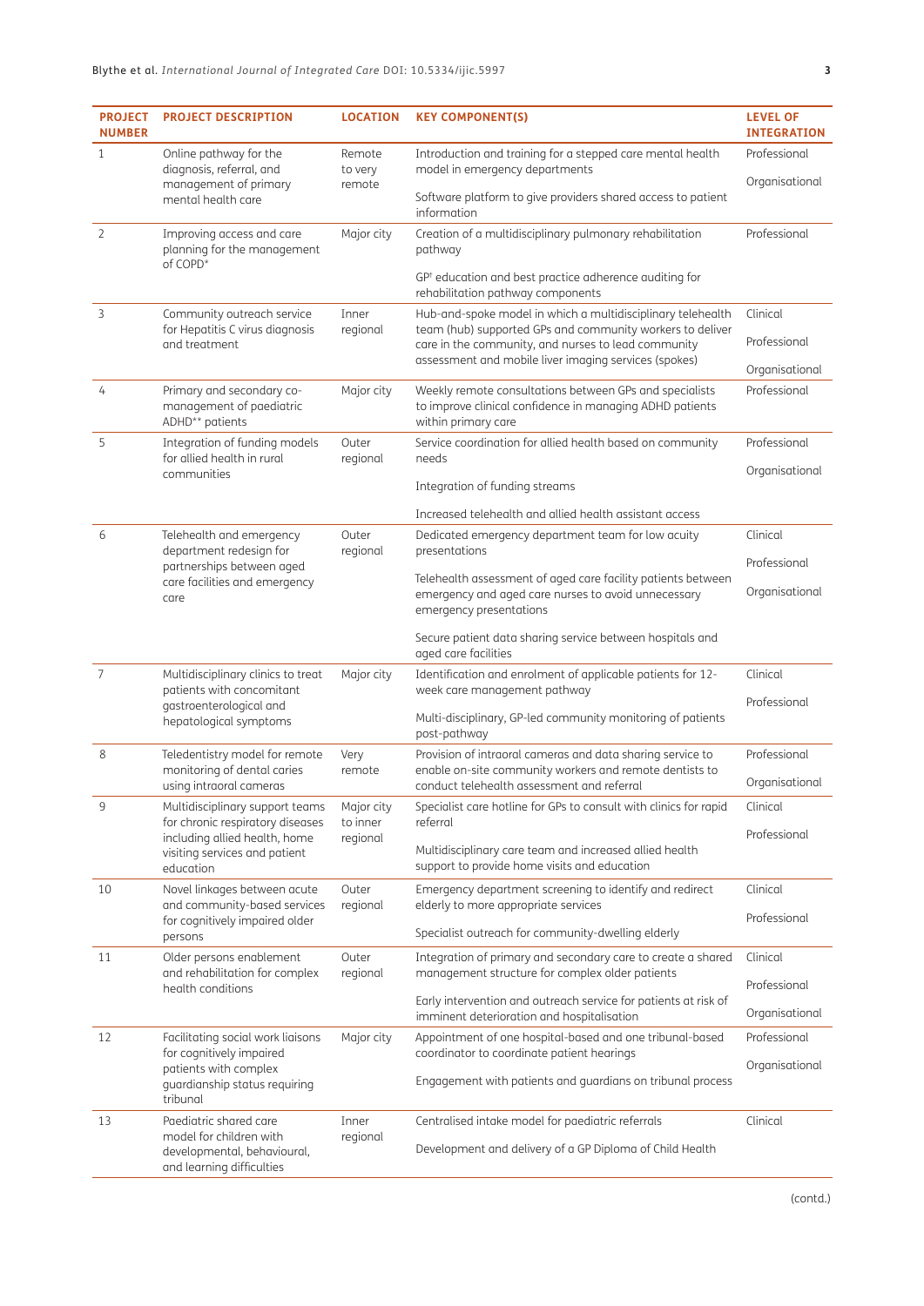| PROJECT NUMBER | PROJECT DESCRIPTION | LOCATION | KEY COMPONENT(S) | LEVEL OF INTEGRATION |
|---|---|---|---|---|
| 1 | Online pathway for the diagnosis, referral, and management of primary mental health care | Remote to very remote | Introduction and training for a stepped care mental health model in emergency departments<br><br>Software platform to give providers shared access to patient information | Professional<br><br>Organisational |
| 2 | Improving access and care planning for the management of COPD* | Major city | Creation of a multidisciplinary pulmonary rehabilitation pathway<br><br>GP† education and best practice adherence auditing for rehabilitation pathway components | Professional |
| 3 | Community outreach service for Hepatitis C virus diagnosis and treatment | Inner regional | Hub-and-spoke model in which a multidisciplinary telehealth team (hub) supported GPs and community workers to deliver care in the community, and nurses to lead community assessment and mobile liver imaging services (spokes) | Clinical<br><br>Professional<br><br>Organisational |
| 4 | Primary and secondary co-management of paediatric ADHD** patients | Major city | Weekly remote consultations between GPs and specialists to improve clinical confidence in managing ADHD patients within primary care | Professional |
| 5 | Integration of funding models for allied health in rural communities | Outer regional | Service coordination for allied health based on community needs<br><br>Integration of funding streams<br><br>Increased telehealth and allied health assistant access | Professional<br><br>Organisational |
| 6 | Telehealth and emergency department redesign for partnerships between aged care facilities and emergency care | Outer regional | Dedicated emergency team for low acuity presentations<br><br>Telehealth assessment of aged care facility patients between emergency and aged care nurses to avoid unnecessary emergency presentations<br><br>Secure patient data sharing service between hospitals and aged care facilities | Clinical<br><br>Professional<br><br>Organisational |
| 7 | Multidisciplinary clinics to treat patients with concomitant gastroenterological and hepatological symptoms | Major city | Identification and enrolment of applicable patients for 12-week care management pathway<br><br>Multi-disciplinary, GP-led community monitoring of patients post-pathway | Clinical<br><br>Professional |
| 8 | Teledentistry model for remote monitoring of dental caries using intraoral cameras | Very remote | Provision of intraoral cameras and data sharing service to enable on-site community workers and remote dentists to conduct telehealth assessment and referral | Professional<br><br>Organisational |
| 9 | Multidisciplinary support teams for chronic respiratory diseases including allied health, home visiting services and patient education | Major city to inner regional | Specialist care hotline for GPs to consult with clinics for rapid referral<br><br>Multidisciplinary care team and increased allied health support to provide home visits and education | Clinical<br><br>Professional |
| 10 | Novel linkages between acute and community-based services for cognitively impaired older persons | Outer regional | Emergency department screening to identify and redirect elderly to more appropriate services<br><br>Specialist outreach for community-dwelling elderly | Clinical<br><br>Professional |
| 11 | Older persons enablement and rehabilitation for complex health conditions | Outer regional | Integration of primary and secondary care to create a shared management structure for complex older patients<br><br>Early intervention and outreach service for patients at risk of imminent deterioration and hospitalisation | Clinical<br><br>Professional<br><br>Organisational |
| 12 | Facilitating social work liaisons for cognitively impaired patients with complex guardianship status requiring tribunal | Major city | Appointment of one hospital-based and one tribunal-based coordinator to coordinate patient hearings<br><br>Engagement with patients and guardians on tribunal process | Professional<br><br>Organisational |
| 13 | Paediatric shared care model for children with developmental, behavioural, and learning difficulties | Inner regional | Centralised intake model for paediatric referrals<br><br>Development and delivery of a GP Diploma of Child Health | Clinical |

(contd.)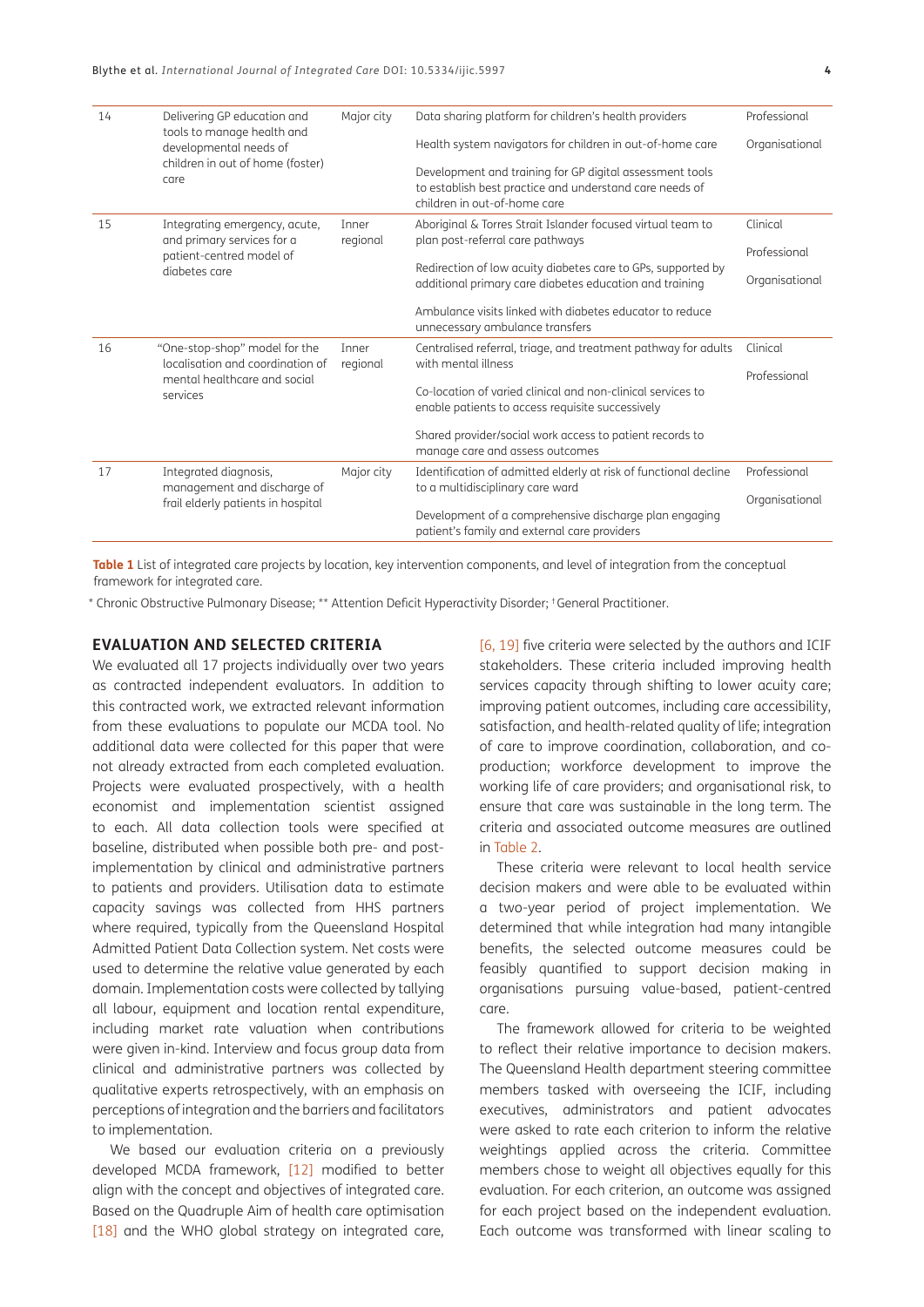| 14 | Delivering GP education and tools to manage health and developmental needs of children in out of home (foster) care | Major city | Data sharing platform for children's health providers<br><br>Health system navigators for children in out-of-home care<br><br>Development and training for GP digital assessment tools to establish best practice and understand care needs of children in out-of-home care | Professional<br><br>Organisational |
|---|---|---|---|---|
| 15 | Integrating emergency, acute, and primary services for a patient-centred model of diabetes care | Inner regional | Aboriginal & Torres Strait Islander focused virtual team to plan post-referral care pathways<br><br>Redirection of low acuity diabetes care to GPs, supported by additional primary care diabetes education and training<br><br>Ambulance visits linked with diabetes educator to reduce unnecessary ambulance transfers | Clinical<br><br>Professional<br><br>Organisational |
| 16 | "One-stop-shop" model for the localisation and coordination of mental healthcare and social services | Inner regional | Centralised referral, triage, and treatment pathway for adults with mental illness<br><br>Co-location of varied clinical and non-clinical services to enable patients to access requisite successively<br><br>Shared provider/social work access to patient records to manage care and assess outcomes | Clinical<br><br>Professional |
| 17 | Integrated diagnosis, management and discharge of frail elderly patients in hospital | Major city | Identification of admitted elderly at risk of functional decline to a multidisciplinary care ward<br><br>Development of a comprehensive discharge plan engaging patient's family and external care providers | Professional<br><br>Organisational |

**Table 1** List of integrated care projects by location, key intervention components, and level of integration from the conceptual framework for integrated care.

* Chronic Obstructive Pulmonary Disease; ** Attention Deficit Hyperactivity Disorder; † General Practitioner.

## EVALUATION AND SELECTED CRITERIA

We evaluated all 17 projects individually over two years as contracted independent evaluators. In addition to this contracted work, we extracted relevant information from these evaluations to populate our MCDA tool. No additional data were collected for this paper that were not already extracted from each completed evaluation. Projects were evaluated prospectively, with a health economist and implementation scientist assigned to each. All data collection tools were specified at baseline, distributed when possible both pre- and post-implementation by clinical and administrative partners to patients and providers. Utilisation data to estimate capacity savings was collected from HHS partners where required, typically from the Queensland Hospital Admitted Patient Data Collection system. Net costs were used to determine the relative value generated by each domain. Implementation costs were collected by tallying all labour, equipment and location rental expenditure, including market rate valuation when contributions were given in-kind. Interview and focus group data from clinical and administrative partners was collected by qualitative experts retrospectively, with an emphasis on perceptions of integration and the barriers and facilitators to implementation.

We based our evaluation criteria on a previously developed MCDA framework, [12] modified to better align with the concept and objectives of integrated care. Based on the Quadruple Aim of health care optimisation [18] and the WHO global strategy on integrated care, [6, 19] five criteria were selected by the authors and ICIF stakeholders. These criteria included improving health services capacity through shifting to lower acuity care; improving patient outcomes, including care accessibility, satisfaction, and health-related quality of life; integration of care to improve coordination, collaboration, and co-production; workforce development to improve the working life of care providers; and organisational risk, to ensure that care was sustainable in the long term. The criteria and associated outcome measures are outlined in Table 2.

These criteria were relevant to local health service decision makers and were able to be evaluated within a two-year period of project implementation. We determined that while integration had many intangible benefits, the selected outcome measures could be feasibly quantified to support decision making in organisations pursuing value-based, patient-centred care.

The framework allowed for criteria to be weighted to reflect their relative importance to decision makers. The Queensland Health department steering committee members tasked with overseeing the ICIF, including executives, administrators and patient advocates were asked to rate each criterion to inform the relative weightings applied across the criteria. Committee members chose to weight all objectives equally for this evaluation. For each criterion, an outcome was assigned for each project based on the independent evaluation. Each outcome was transformed with linear scaling to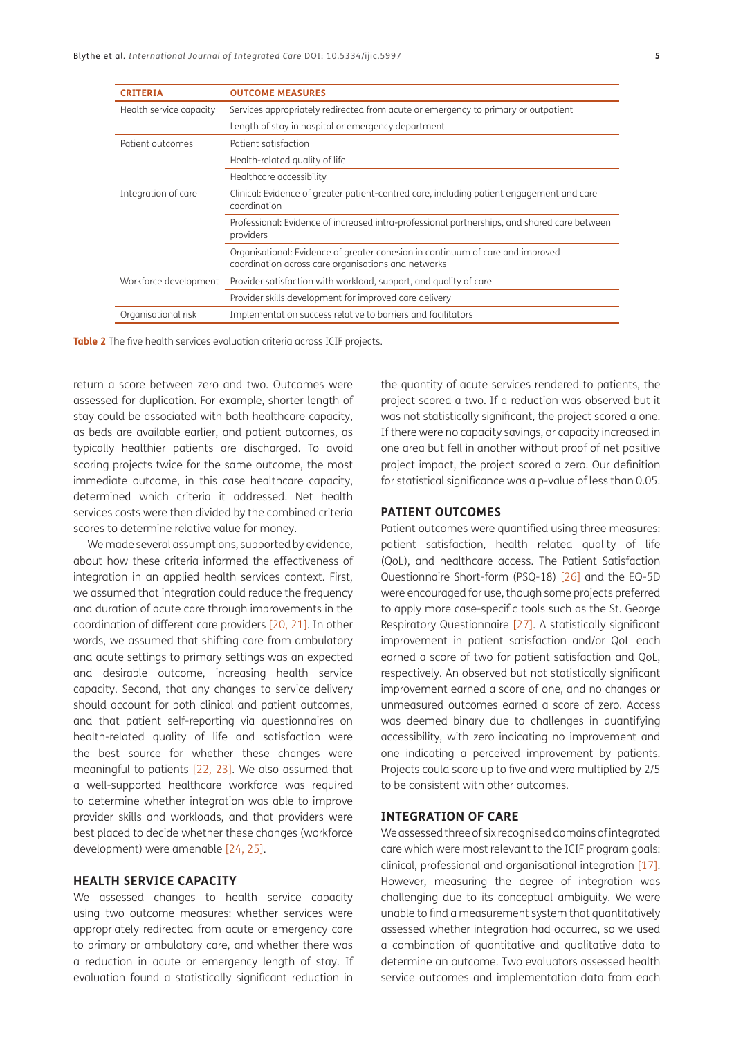| CRITERIA | OUTCOME MEASURES |
|---|---|
| Health service capacity | Services appropriately redirected from acute or emergency to primary or outpatient |
| | Length of stay in hospital or emergency department |
| Patient outcomes | Patient satisfaction |
| | Health-related quality of life |
| | Healthcare accessibility |
| Integration of care | Clinical: Evidence of greater patient-centred care, including patient engagement and care coordination |
| | Professional: Evidence of increased intra-professional partnerships, and shared care between providers |
| | Organisational: Evidence of greater cohesion in continuum of care and improved coordination across care organisations and networks |
| Workforce development | Provider satisfaction with workload, support, and quality of care |
| | Provider skills development for improved care delivery |
| Organisational risk | Implementation success relative to barriers and facilitators |

**Table 2** The five health services evaluation criteria across ICIF projects.

return a score between zero and two. Outcomes were assessed for duplication. For example, shorter length of stay could be associated with both healthcare capacity, as beds are available earlier, and patient outcomes, as typically healthier patients are discharged. To avoid scoring projects twice for the same outcome, the most immediate outcome, in this case healthcare capacity, determined which criteria it addressed. Net health services costs were then divided by the combined criteria scores to determine relative value for money.

We made several assumptions, supported by evidence, about how these criteria informed the effectiveness of integration in an applied health services context. First, we assumed that integration could reduce the frequency and duration of acute care through improvements in the coordination of different care providers [20, 21]. In other words, we assumed that shifting care from ambulatory and acute settings to primary settings was an expected and desirable outcome, increasing health service capacity. Second, that any changes to service delivery should account for both clinical and patient outcomes, and that patient self-reporting via questionnaires on health-related quality of life and satisfaction were the best source for whether these changes were meaningful to patients [22, 23]. We also assumed that a well-supported healthcare workforce was required to determine whether integration was able to improve provider skills and workloads, and that providers were best placed to decide whether these changes (workforce development) were amenable [24, 25].

### HEALTH SERVICE CAPACITY

We assessed changes to health service capacity using two outcome measures: whether services were appropriately redirected from acute or emergency care to primary or ambulatory care, and whether there was a reduction in acute or emergency length of stay. If evaluation found a statistically significant reduction in the quantity of acute services rendered to patients, the project scored a two. If a reduction was observed but it was not statistically significant, the project scored a one. If there were no capacity savings, or capacity increased in one area but fell in another without proof of net positive project impact, the project scored a zero. Our definition for statistical significance was a p-value of less than 0.05.

### PATIENT OUTCOMES

Patient outcomes were quantified using three measures: patient satisfaction, health related quality of life (QoL), and healthcare access. The Patient Satisfaction Questionnaire Short-form (PSQ-18) [26] and the EQ-5D were encouraged for use, though some projects preferred to apply more case-specific tools such as the St. George Respiratory Questionnaire [27]. A statistically significant improvement in patient satisfaction and/or QoL each earned a score of two for patient satisfaction and QoL, respectively. An observed but not statistically significant improvement earned a score of one, and no changes or unmeasured outcomes earned a score of zero. Access was deemed binary due to challenges in quantifying accessibility, with zero indicating no improvement and one indicating a perceived improvement by patients. Projects could score up to five and were multiplied by 2/5 to be consistent with other outcomes.

### INTEGRATION OF CARE

We assessed three of six recognised domains of integrated care which were most relevant to the ICIF program goals: clinical, professional and organisational integration [17]. However, measuring the degree of integration was challenging due to its conceptual ambiguity. We were unable to find a measurement system that quantitatively assessed whether integration had occurred, so we used a combination of quantitative and qualitative data to determine an outcome. Two evaluators assessed health service outcomes and implementation data from each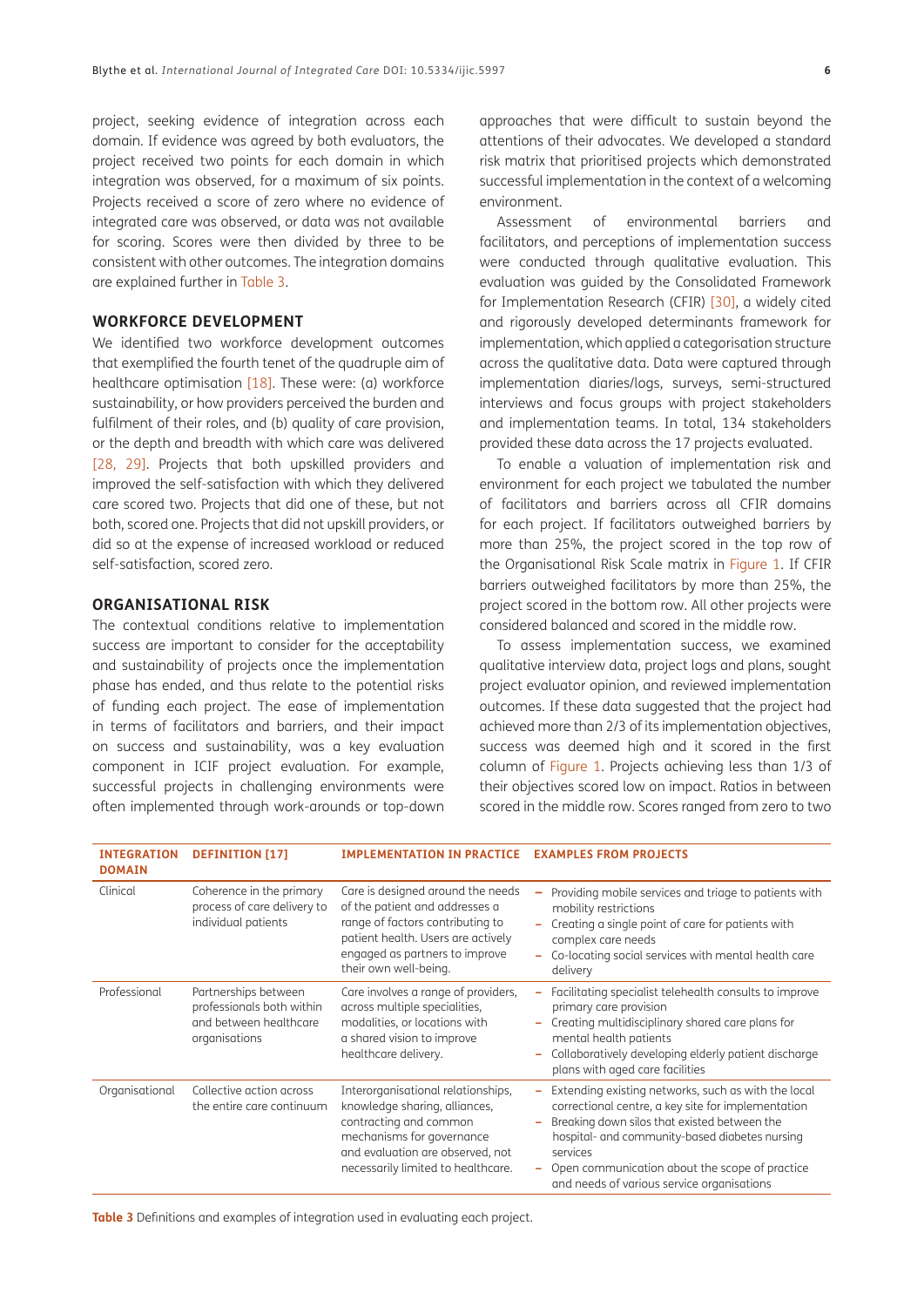project, seeking evidence of integration across each domain. If evidence was agreed by both evaluators, the project received two points for each domain in which integration was observed, for a maximum of six points. Projects received a score of zero where no evidence of integrated care was observed, or data was not available for scoring. Scores were then divided by three to be consistent with other outcomes. The integration domains are explained further in Table 3.

### WORKFORCE DEVELOPMENT

We identified two workforce development outcomes that exemplified the fourth tenet of the quadruple aim of healthcare optimisation [18]. These were: (a) workforce sustainability, or how providers perceived the burden and fulfilment of their roles, and (b) quality of care provision, or the depth and breadth with which care was delivered [28, 29]. Projects that both upskilled providers and improved the self-satisfaction with which they delivered care scored two. Projects that did one of these, but not both, scored one. Projects that did not upskill providers, or did so at the expense of increased workload or reduced self-satisfaction, scored zero.

### ORGANISATIONAL RISK

The contextual conditions relative to implementation success are important to consider for the acceptability and sustainability of projects once the implementation phase has ended, and thus relate to the potential risks of funding each project. The ease of implementation in terms of facilitators and barriers, and their impact on success and sustainability, was a key evaluation component in ICIF project evaluation. For example, successful projects in challenging environments were often implemented through work-arounds or top-down approaches that were difficult to sustain beyond the attentions of their advocates. We developed a standard risk matrix that prioritised projects which demonstrated successful implementation in the context of a welcoming environment.

Assessment of environmental barriers and facilitators, and perceptions of implementation success were conducted through qualitative evaluation. This evaluation was guided by the Consolidated Framework for Implementation Research (CFIR) [30], a widely cited and rigorously developed determinants framework for implementation, which applied a categorisation structure across the qualitative data. Data were captured through implementation diaries/logs, surveys, semi-structured interviews and focus groups with project stakeholders and implementation teams. In total, 134 stakeholders provided these data across the 17 projects evaluated.

To enable a valuation of implementation risk and environment for each project we tabulated the number of facilitators and barriers across all CFIR domains for each project. If facilitators outweighed barriers by more than 25%, the project scored in the top row of the Organisational Risk Scale matrix in Figure 1. If CFIR barriers outweighed facilitators by more than 25%, the project scored in the bottom row. All other projects were considered balanced and scored in the middle row.

To assess implementation success, we examined qualitative interview data, project logs and plans, sought project evaluator opinion, and reviewed implementation outcomes. If these data suggested that the project had achieved more than 2/3 of its implementation objectives, success was deemed high and it scored in the first column of Figure 1. Projects achieving less than 1/3 of their objectives scored low on impact. Ratios in between scored in the middle row. Scores ranged from zero to two

| INTEGRATION DOMAIN | DEFINITION [17] | IMPLEMENTATION IN PRACTICE | EXAMPLES FROM PROJECTS |
|---|---|---|---|
| Clinical | Coherence in the primary process of care delivery to individual patients | Care is designed around the needs of the patient and addresses a range of factors contributing to patient health. Users are actively engaged as partners to improve their own well-being. | – Providing mobile services and triage to patients with mobility restrictions<br>– Creating a single point of care for patients with complex care needs<br>– Co-locating social services with mental health care delivery |
| Professional | Partnerships between professionals both within and between healthcare organisations | Care involves a range of providers, across multiple specialities, modalities, or locations with a shared vision to improve healthcare delivery. | – Facilitating specialist telehealth consults to improve primary care provision<br>– Creating multidisciplinary shared care plans for mental health patients<br>– Collaboratively developing elderly patient discharge plans with aged care facilities |
| Organisational | Collective action across the entire care continuum | Interorganisational relationships, knowledge sharing, alliances, contracting and common mechanisms for governance and evaluation are observed, not necessarily limited to healthcare. | – Extending existing networks, such as with the local correctional centre, a key site for implementation<br>– Breaking down silos that existed between the hospital- and community-based diabetes nursing services<br>– Open communication about the scope of practice and needs of various service organisations |

**Table 3** Definitions and examples of integration used in evaluating each project.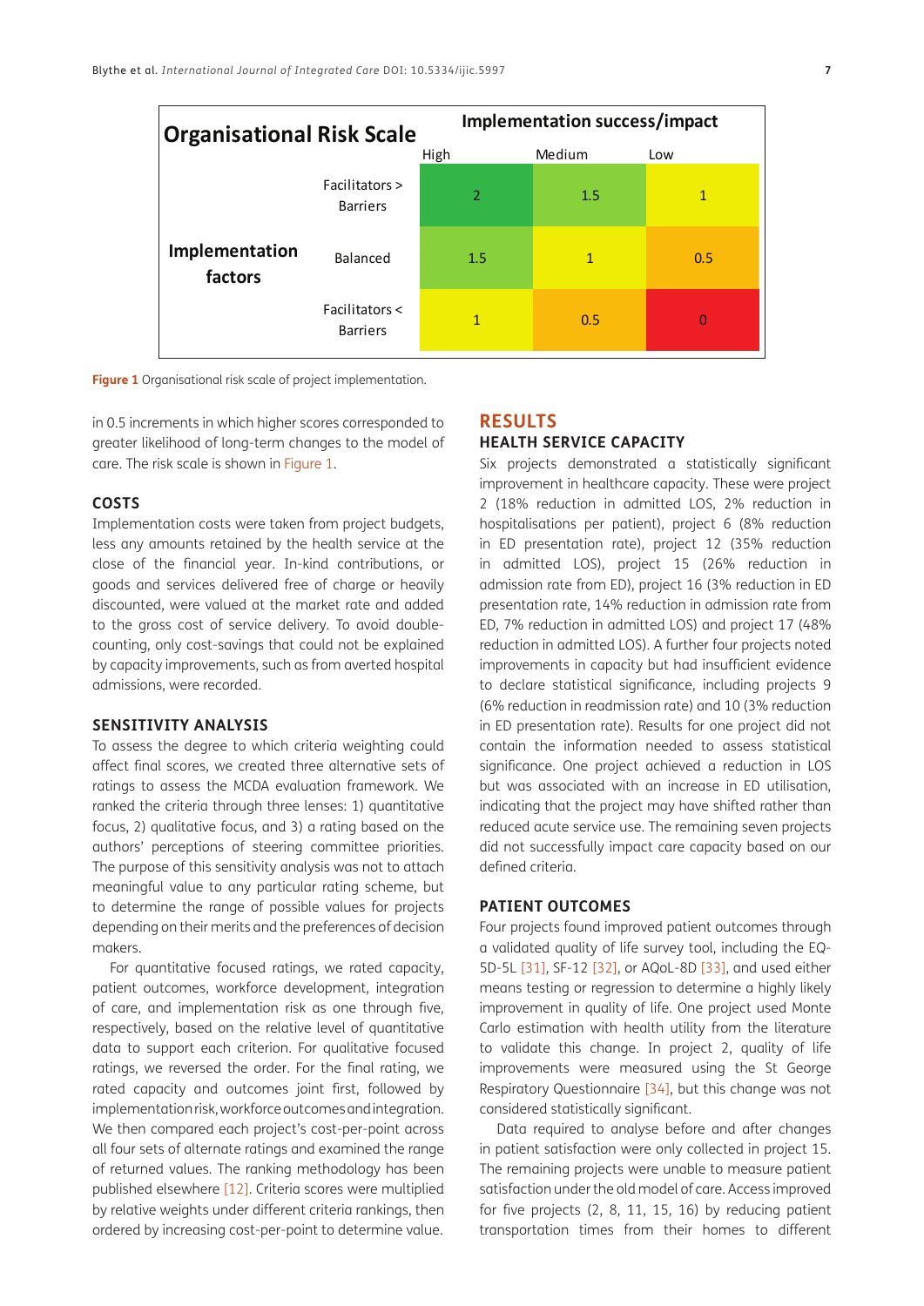| Organisational Risk Scale | | Implementation success/impact | | |
|---|---|---|---|---|
| | | High | Medium | Low |
| Implementation factors | Facilitators > Barriers | 2 | 1.5 | 1 |
| | Balanced | 1.5 | 1 | 0.5 |
| | Facilitators < Barriers | 1 | 0.5 | 0 |

**Figure 1** Organisational risk scale of project implementation.

in 0.5 increments in which higher scores corresponded to greater likelihood of long-term changes to the model of care. The risk scale is shown in Figure 1.

### COSTS

Implementation costs were taken from project budgets, less any amounts retained by the health service at the close of the financial year. In-kind contributions, or goods and services delivered free of charge or heavily discounted, were valued at the market rate and added to the gross cost of service delivery. To avoid double-counting, only cost-savings that could not be explained by capacity improvements, such as from averted hospital admissions, were recorded.

### SENSITIVITY ANALYSIS

To assess the degree to which criteria weighting could affect final scores, we created three alternative sets of ratings to assess the MCDA evaluation framework. We ranked the criteria through three lenses: 1) quantitative focus, 2) qualitative focus, and 3) a rating based on the authors' perceptions of steering committee priorities. The purpose of this sensitivity analysis was not to attach meaningful value to any particular rating scheme, but to determine the range of possible values for projects depending on their merits and the preferences of decision makers.

For quantitative focused ratings, we rated capacity, patient outcomes, workforce development, integration of care, and implementation risk as one through five, respectively, based on the relative level of quantitative data to support each criterion. For qualitative focused ratings, we reversed the order. For the final rating, we rated capacity and outcomes joint first, followed by implementation risk, workforce outcomes and integration. We then compared each project's cost-per-point across all four sets of alternate ratings and examined the range of returned values. The ranking methodology has been published elsewhere [12]. Criteria scores were multiplied by relative weights under different criteria rankings, then ordered by increasing cost-per-point to determine value.

## RESULTS

### HEALTH SERVICE CAPACITY

Six projects demonstrated a statistically significant improvement in healthcare capacity. These were project 2 (18% reduction in admitted LOS, 2% reduction in hospitalisations per patient), project 6 (8% reduction in ED presentation rate), project 12 (35% reduction in admitted LOS), project 15 (26% reduction in admission rate from ED), project 16 (3% reduction in ED presentation rate, 14% reduction in admission rate from ED, 7% reduction in admitted LOS) and project 17 (48% reduction in admitted LOS). A further four projects noted improvements in capacity but had insufficient evidence to declare statistical significance, including projects 9 (6% reduction in readmission rate) and 10 (3% reduction in ED presentation rate). Results for one project did not contain the information needed to assess statistical significance. One project achieved a reduction in LOS but was associated with an increase in ED utilisation, indicating that the project may have shifted rather than reduced acute service use. The remaining seven projects did not successfully impact care capacity based on our defined criteria.

### PATIENT OUTCOMES

Four projects found improved patient outcomes through a validated quality of life survey tool, including the EQ-5D-5L [31], SF-12 [32], or AQoL-8D [33], and used either means testing or regression to determine a highly likely improvement in quality of life. One project used Monte Carlo estimation with health utility from the literature to validate this change. In project 2, quality of life improvements were measured using the St George Respiratory Questionnaire [34], but this change was not considered statistically significant.

Data required to analyse before and after changes in patient satisfaction were only collected in project 15. The remaining projects were unable to measure patient satisfaction under the old model of care. Access improved for five projects (2, 8, 11, 15, 16) by reducing patient transportation times from their homes to different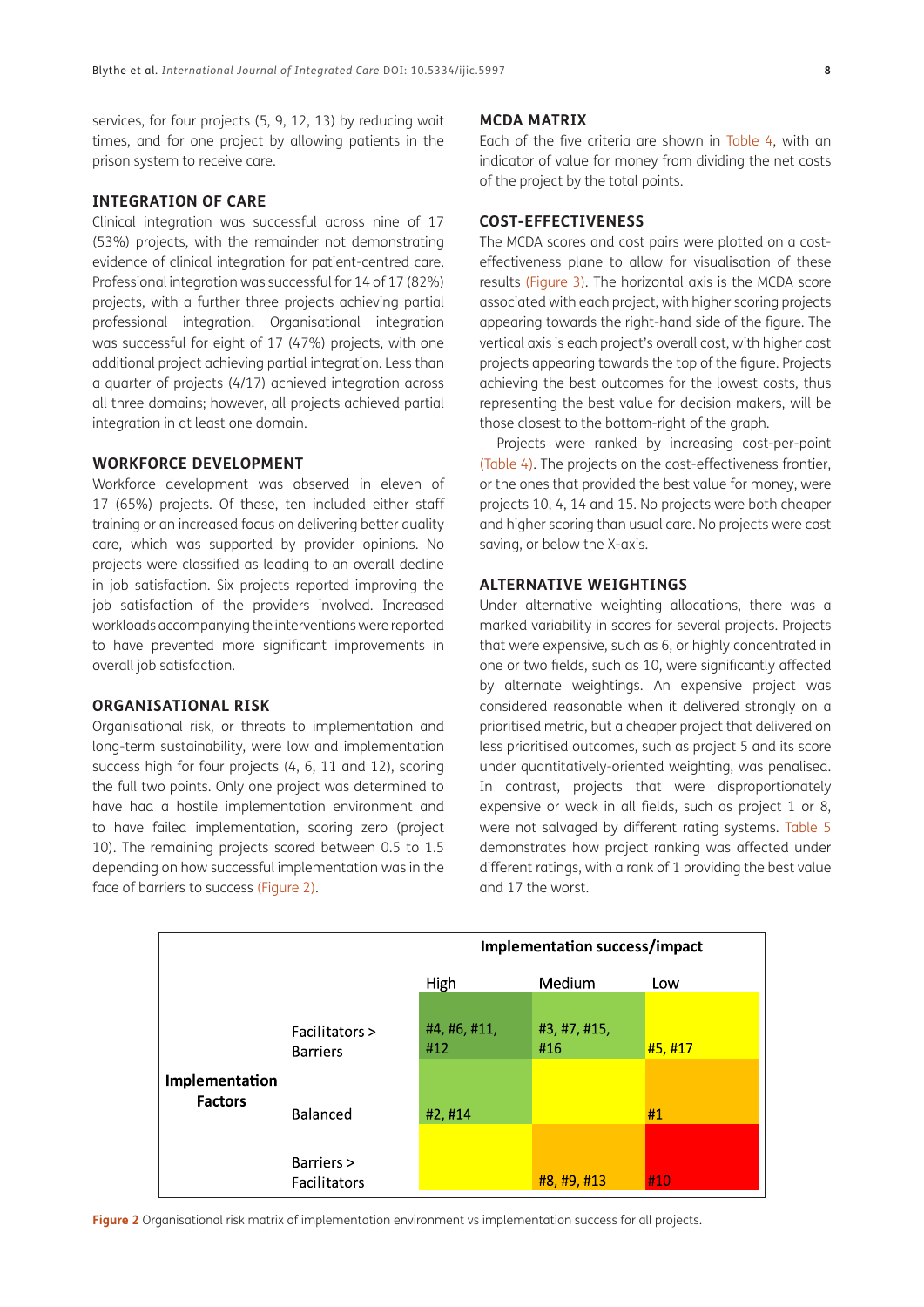services, for four projects (5, 9, 12, 13) by reducing wait times, and for one project by allowing patients in the prison system to receive care.

### INTEGRATION OF CARE

Clinical integration was successful across nine of 17 (53%) projects, with the remainder not demonstrating evidence of clinical integration for patient-centred care. Professional integration was successful for 14 of 17 (82%) projects, with a further three projects achieving partial professional integration. Organisational integration was successful for eight of 17 (47%) projects, with one additional project achieving partial integration. Less than a quarter of projects (4/17) achieved integration across all three domains; however, all projects achieved partial integration in at least one domain.

### WORKFORCE DEVELOPMENT

Workforce development was observed in eleven of 17 (65%) projects. Of these, ten included either staff training or an increased focus on delivering better quality care, which was supported by provider opinions. No projects were classified as leading to an overall decline in job satisfaction. Six projects reported improving the job satisfaction of the providers involved. Increased workloads accompanying the interventions were reported to have prevented more significant improvements in overall job satisfaction.

### ORGANISATIONAL RISK

Organisational risk, or threats to implementation and long-term sustainability, were low and implementation success high for four projects (4, 6, 11 and 12), scoring the full two points. Only one project was determined to have had a hostile implementation environment and to have failed implementation, scoring zero (project 10). The remaining projects scored between 0.5 to 1.5 depending on how successful implementation was in the face of barriers to success (Figure 2).

### MCDA MATRIX

Each of the five criteria are shown in Table 4, with an indicator of value for money from dividing the net costs of the project by the total points.

### COST-EFFECTIVENESS

The MCDA scores and cost pairs were plotted on a cost-effectiveness plane to allow for visualisation of these results (Figure 3). The horizontal axis is the MCDA score associated with each project, with higher scoring projects appearing towards the right-hand side of the figure. The vertical axis is each project's overall cost, with higher cost projects appearing towards the top of the figure. Projects achieving the best outcomes for the lowest costs, thus representing the best value for decision makers, will be those closest to the bottom-right of the graph.

Projects were ranked by increasing cost-per-point (Table 4). The projects on the cost-effectiveness frontier, or the ones that provided the best value for money, were projects 10, 4, 14 and 15. No projects were both cheaper and higher scoring than usual care. No projects were cost saving, or below the X-axis.

### ALTERNATIVE WEIGHTINGS

Under alternative weighting allocations, there was a marked variability in scores for several projects. Projects that were expensive, such as 6, or highly concentrated in one or two fields, such as 10, were significantly affected by alternate weightings. An expensive project was considered reasonable when it delivered strongly on a prioritised metric, but a cheaper project that delivered on less prioritised outcomes, such as project 5 and its score under quantitatively-oriented weighting, was penalised. In contrast, projects that were disproportionately expensive or weak in all fields, such as project 1 or 8, were not salvaged by different rating systems. Table 5 demonstrates how project ranking was affected under different ratings, with a rank of 1 providing the best value and 17 the worst.

| | | Implementation success/impact | | |
|---|---|---|---|---|
| | | High | Medium | Low |
| Implementation Factors | Facilitators > Barriers | #4, #6, #11, #12 | #3, #7, #15, #16 | #5, #17 |
| | Balanced | #2, #14 | | #1 |
| | Barriers > Facilitators | | #8, #9, #13 | #10 |

**Figure 2** Organisational risk matrix of implementation environment vs implementation success for all projects.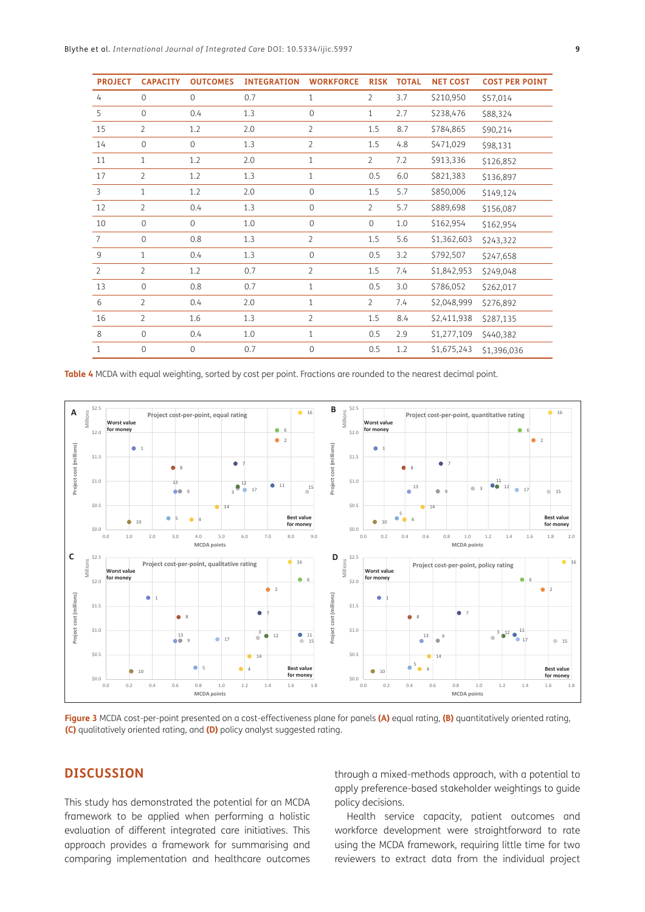| PROJECT | CAPACITY | OUTCOMES | INTEGRATION | WORKFORCE | RISK | TOTAL | NET COST | COST PER POINT |
|---|---|---|---|---|---|---|---|---|
| 4 | 0 | 0 | 0.7 | 1 | 2 | 3.7 | $210,950 | $57,014 |
| 5 | 0 | 0.4 | 1.3 | 0 | 1 | 2.7 | $238,476 | $88,324 |
| 15 | 2 | 1.2 | 2.0 | 2 | 1.5 | 8.7 | $784,865 | $90,214 |
| 14 | 0 | 0 | 1.3 | 2 | 1.5 | 4.8 | $471,029 | $98,131 |
| 11 | 1 | 1.2 | 2.0 | 1 | 2 | 7.2 | $913,336 | $126,852 |
| 17 | 2 | 1.2 | 1.3 | 1 | 0.5 | 6.0 | $821,383 | $136,897 |
| 3 | 1 | 1.2 | 2.0 | 0 | 1.5 | 5.7 | $850,006 | $149,124 |
| 12 | 2 | 0.4 | 1.3 | 0 | 2 | 5.7 | $889,698 | $156,087 |
| 10 | 0 | 0 | 1.0 | 0 | 0 | 1.0 | $162,954 | $162,954 |
| 7 | 0 | 0.8 | 1.3 | 2 | 1.5 | 5.6 | $1,362,603 | $243,322 |
| 9 | 1 | 0.4 | 1.3 | 0 | 0.5 | 3.2 | $792,507 | $247,658 |
| 2 | 2 | 1.2 | 0.7 | 2 | 1.5 | 7.4 | $1,842,953 | $249,048 |
| 13 | 0 | 0.8 | 0.7 | 1 | 0.5 | 3.0 | $786,052 | $262,017 |
| 6 | 2 | 0.4 | 2.0 | 1 | 2 | 7.4 | $2,048,999 | $276,892 |
| 16 | 2 | 1.6 | 1.3 | 2 | 1.5 | 8.4 | $2,411,938 | $287,135 |
| 8 | 0 | 0.4 | 1.0 | 1 | 0.5 | 2.9 | $1,277,109 | $440,382 |
| 1 | 0 | 0 | 0.7 | 0 | 0.5 | 1.2 | $1,675,243 | $1,396,036 |

**Table 4** MCDA with equal weighting, sorted by cost per point. Fractions are rounded to the nearest decimal point.

**Figure 3** MCDA cost-per-point presented on a cost-effectiveness plane for panels **(A)** equal rating, **(B)** quantitatively oriented rating, **(C)** qualitatively oriented rating, and **(D)** policy analyst suggested rating.

## DISCUSSION

This study has demonstrated the potential for an MCDA framework to be applied when performing a holistic evaluation of different integrated care initiatives. This approach provides a framework for summarising and comparing implementation and healthcare outcomes through a mixed-methods approach, with a potential to apply preference-based stakeholder weightings to guide policy decisions.

Health service capacity, patient outcomes and workforce development were straightforward to rate using the MCDA framework, requiring little time for two reviewers to extract data from the individual project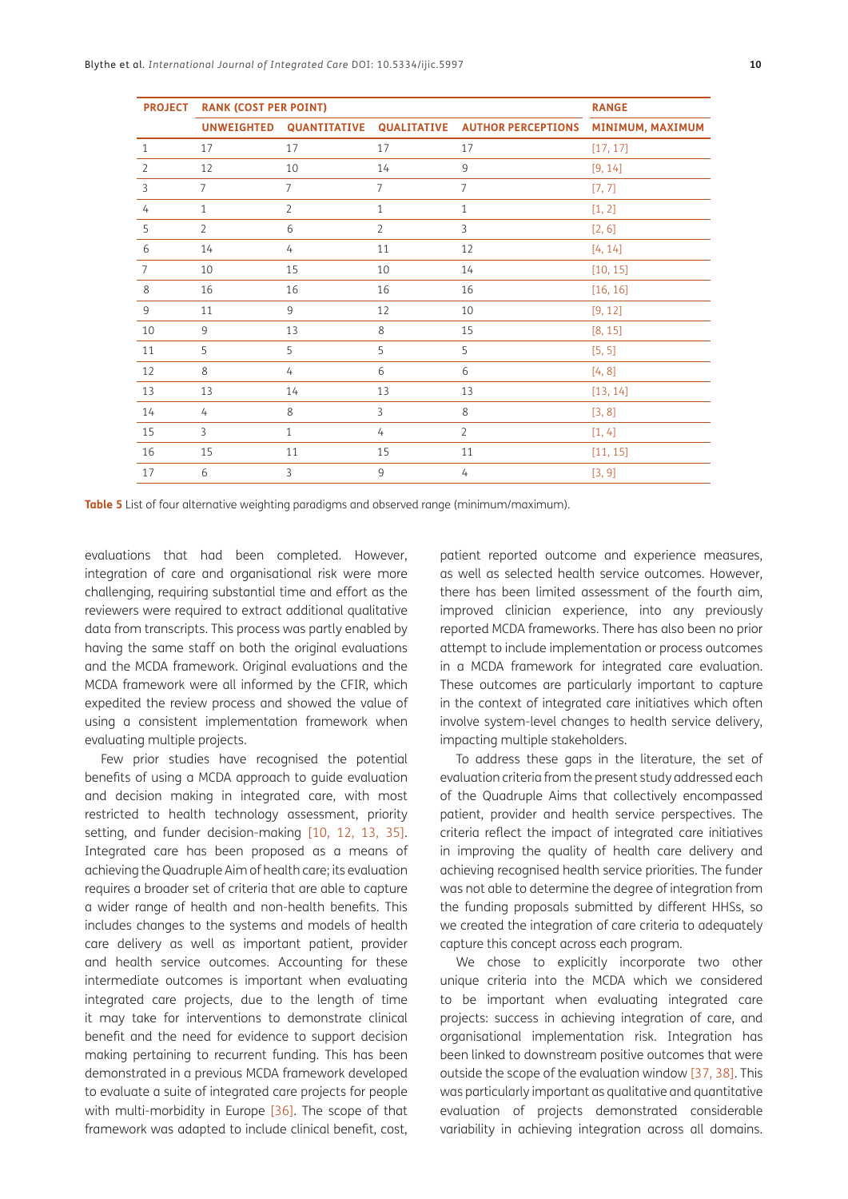| PROJECT | RANK (COST PER POINT) | | | | RANGE |
|---|---|---|---|---|---|
| | UNWEIGHTED | QUANTITATIVE | QUALITATIVE | AUTHOR PERCEPTIONS | MINIMUM, MAXIMUM |
| 1 | 17 | 17 | 17 | 17 | [17, 17] |
| 2 | 12 | 10 | 14 | 9 | [9, 14] |
| 3 | 7 | 7 | 7 | 7 | [7, 7] |
| 4 | 1 | 2 | 1 | 1 | [1, 2] |
| 5 | 2 | 6 | 2 | 3 | [2, 6] |
| 6 | 14 | 4 | 11 | 12 | [4, 14] |
| 7 | 10 | 15 | 10 | 14 | [10, 15] |
| 8 | 16 | 16 | 16 | 16 | [16, 16] |
| 9 | 11 | 9 | 12 | 10 | [9, 12] |
| 10 | 9 | 13 | 8 | 15 | [8, 15] |
| 11 | 5 | 5 | 5 | 5 | [5, 5] |
| 12 | 8 | 4 | 6 | 6 | [4, 8] |
| 13 | 13 | 14 | 13 | 13 | [13, 14] |
| 14 | 4 | 8 | 3 | 8 | [3, 8] |
| 15 | 3 | 1 | 4 | 2 | [1, 4] |
| 16 | 15 | 11 | 15 | 11 | [11, 15] |
| 17 | 6 | 3 | 9 | 4 | [3, 9] |

**Table 5** List of four alternative weighting paradigms and observed range (minimum/maximum).

evaluations that had been completed. However, integration of care and organisational risk were more challenging, requiring substantial time and effort as the reviewers were required to extract additional qualitative data from transcripts. This process was partly enabled by having the same staff on both the original evaluations and the MCDA framework. Original evaluations and the MCDA framework were all informed by the CFIR, which expedited the review process and showed the value of using a consistent implementation framework when evaluating multiple projects.

Few prior studies have recognised the potential benefits of using a MCDA approach to guide evaluation and decision making in integrated care, with most restricted to health technology assessment, priority setting, and funder decision-making [10, 12, 13, 35]. Integrated care has been proposed as a means of achieving the Quadruple Aim of health care; its evaluation requires a broader set of criteria that are able to capture a wider range of health and non-health benefits. This includes changes to the systems and models of health care delivery as well as important patient, provider and health service outcomes. Accounting for these intermediate outcomes is important when evaluating integrated care projects, due to the length of time it may take for interventions to demonstrate clinical benefit and the need for evidence to support decision making pertaining to recurrent funding. This has been demonstrated in a previous MCDA framework developed to evaluate a suite of integrated care projects for people with multi-morbidity in Europe [36]. The scope of that framework was adapted to include clinical benefit, cost, patient reported outcome and experience measures, as well as selected health service outcomes. However, there has been limited assessment of the fourth aim, improved clinician experience, into any previously reported MCDA frameworks. There has also been no prior attempt to include implementation or process outcomes in a MCDA framework for integrated care evaluation. These outcomes are particularly important to capture in the context of integrated care initiatives which often involve system-level changes to health service delivery, impacting multiple stakeholders.

To address these gaps in the literature, the set of evaluation criteria from the present study addressed each of the Quadruple Aims that collectively encompassed patient, provider and health service perspectives. The criteria reflect the impact of integrated care initiatives in improving the quality of health care delivery and achieving recognised health service priorities. The funder was not able to determine the degree of integration from the funding proposals submitted by different HHSs, so we created the integration of care criteria to adequately capture this concept across each program.

We chose to explicitly incorporate two other unique criteria into the MCDA which we considered to be important when evaluating integrated care projects: success in achieving integration of care, and organisational implementation risk. Integration has been linked to downstream positive outcomes that were outside the scope of the evaluation window [37, 38]. This was particularly important as qualitative and quantitative evaluation of projects demonstrated considerable variability in achieving integration across all domains.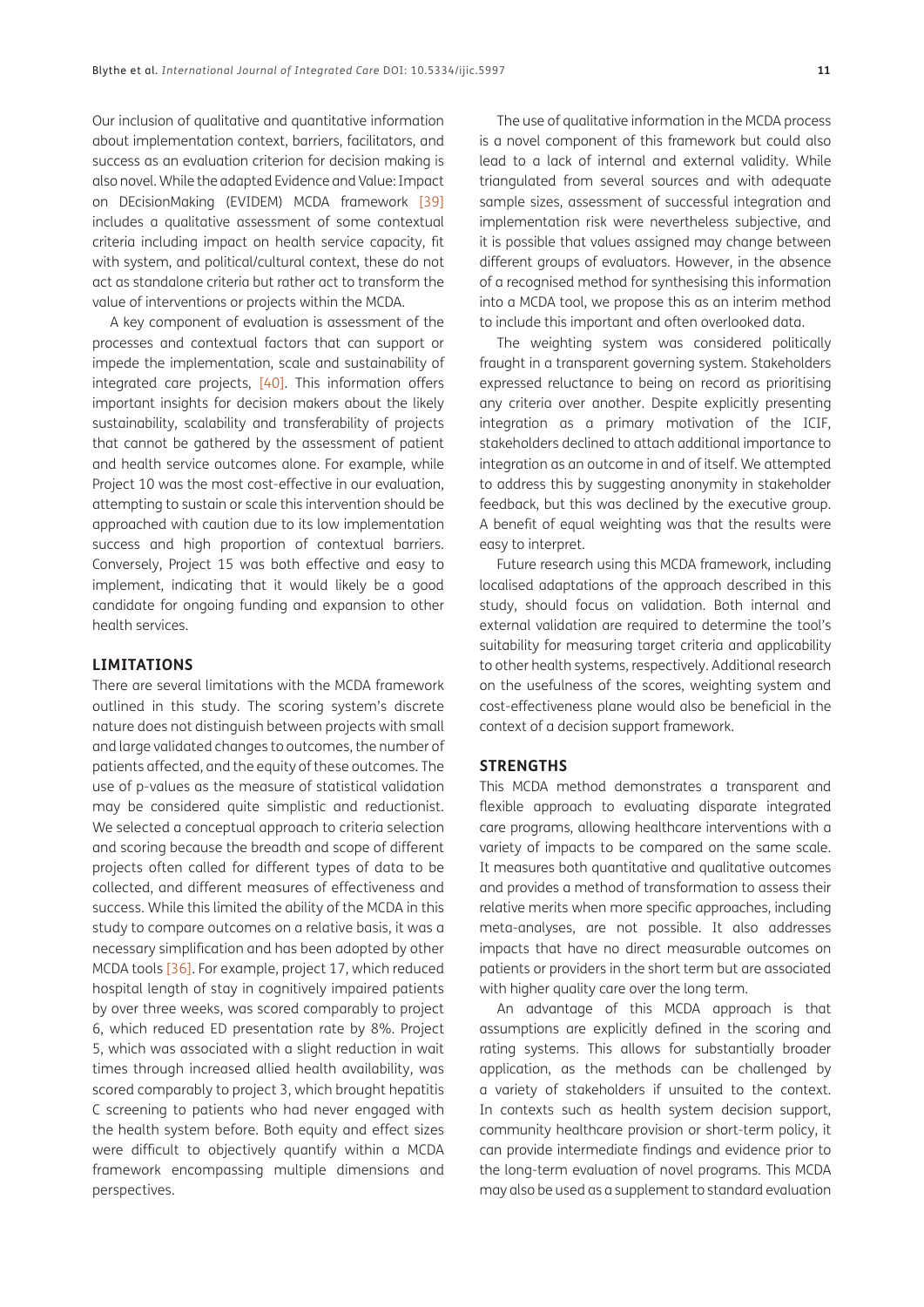Our inclusion of qualitative and quantitative information about implementation context, barriers, facilitators, and success as an evaluation criterion for decision making is also novel. While the adapted Evidence and Value: Impact on DEcisionMaking (EVIDEM) MCDA framework [39] includes a qualitative assessment of some contextual criteria including impact on health service capacity, fit with system, and political/cultural context, these do not act as standalone criteria but rather act to transform the value of interventions or projects within the MCDA.

A key component of evaluation is assessment of the processes and contextual factors that can support or impede the implementation, scale and sustainability of integrated care projects, [40]. This information offers important insights for decision makers about the likely sustainability, scalability and transferability of projects that cannot be gathered by the assessment of patient and health service outcomes alone. For example, while Project 10 was the most cost-effective in our evaluation, attempting to sustain or scale this intervention should be approached with caution due to its low implementation success and high proportion of contextual barriers. Conversely, Project 15 was both effective and easy to implement, indicating that it would likely be a good candidate for ongoing funding and expansion to other health services.

## LIMITATIONS

There are several limitations with the MCDA framework outlined in this study. The scoring system's discrete nature does not distinguish between projects with small and large validated changes to outcomes, the number of patients affected, and the equity of these outcomes. The use of p-values as the measure of statistical validation may be considered quite simplistic and reductionist. We selected a conceptual approach to criteria selection and scoring because the breadth and scope of different projects often called for different types of data to be collected, and different measures of effectiveness and success. While this limited the ability of the MCDA in this study to compare outcomes on a relative basis, it was a necessary simplification and has been adopted by other MCDA tools [36]. For example, project 17, which reduced hospital length of stay in cognitively impaired patients by over three weeks, was scored comparably to project 6, which reduced ED presentation rate by 8%. Project 5, which was associated with a slight reduction in wait times through increased allied health availability, was scored comparably to project 3, which brought hepatitis C screening to patients who had never engaged with the health system before. Both equity and effect sizes were difficult to objectively quantify within a MCDA framework encompassing multiple dimensions and perspectives.

The use of qualitative information in the MCDA process is a novel component of this framework but could also lead to a lack of internal and external validity. While triangulated from several sources and with adequate sample sizes, assessment of successful integration and implementation risk were nevertheless subjective, and it is possible that values assigned may change between different groups of evaluators. However, in the absence of a recognised method for synthesising this information into a MCDA tool, we propose this as an interim method to include this important and often overlooked data.

The weighting system was considered politically fraught in a transparent governing system. Stakeholders expressed reluctance to being on record as prioritising any criteria over another. Despite explicitly presenting integration as a primary motivation of the ICIF, stakeholders declined to attach additional importance to integration as an outcome in and of itself. We attempted to address this by suggesting anonymity in stakeholder feedback, but this was declined by the executive group. A benefit of equal weighting was that the results were easy to interpret.

Future research using this MCDA framework, including localised adaptations of the approach described in this study, should focus on validation. Both internal and external validation are required to determine the tool's suitability for measuring target criteria and applicability to other health systems, respectively. Additional research on the usefulness of the scores, weighting system and cost-effectiveness plane would also be beneficial in the context of a decision support framework.

## STRENGTHS

This MCDA method demonstrates a transparent and flexible approach to evaluating disparate integrated care programs, allowing healthcare interventions with a variety of impacts to be compared on the same scale. It measures both quantitative and qualitative outcomes and provides a method of transformation to assess their relative merits when more specific approaches, including meta-analyses, are not possible. It also addresses impacts that have no direct measurable outcomes on patients or providers in the short term but are associated with higher quality care over the long term.

An advantage of this MCDA approach is that assumptions are explicitly defined in the scoring and rating systems. This allows for substantially broader application, as the methods can be challenged by a variety of stakeholders if unsuited to the context. In contexts such as health system decision support, community healthcare provision or short-term policy, it can provide intermediate findings and evidence prior to the long-term evaluation of novel programs. This MCDA may also be used as a supplement to standard evaluation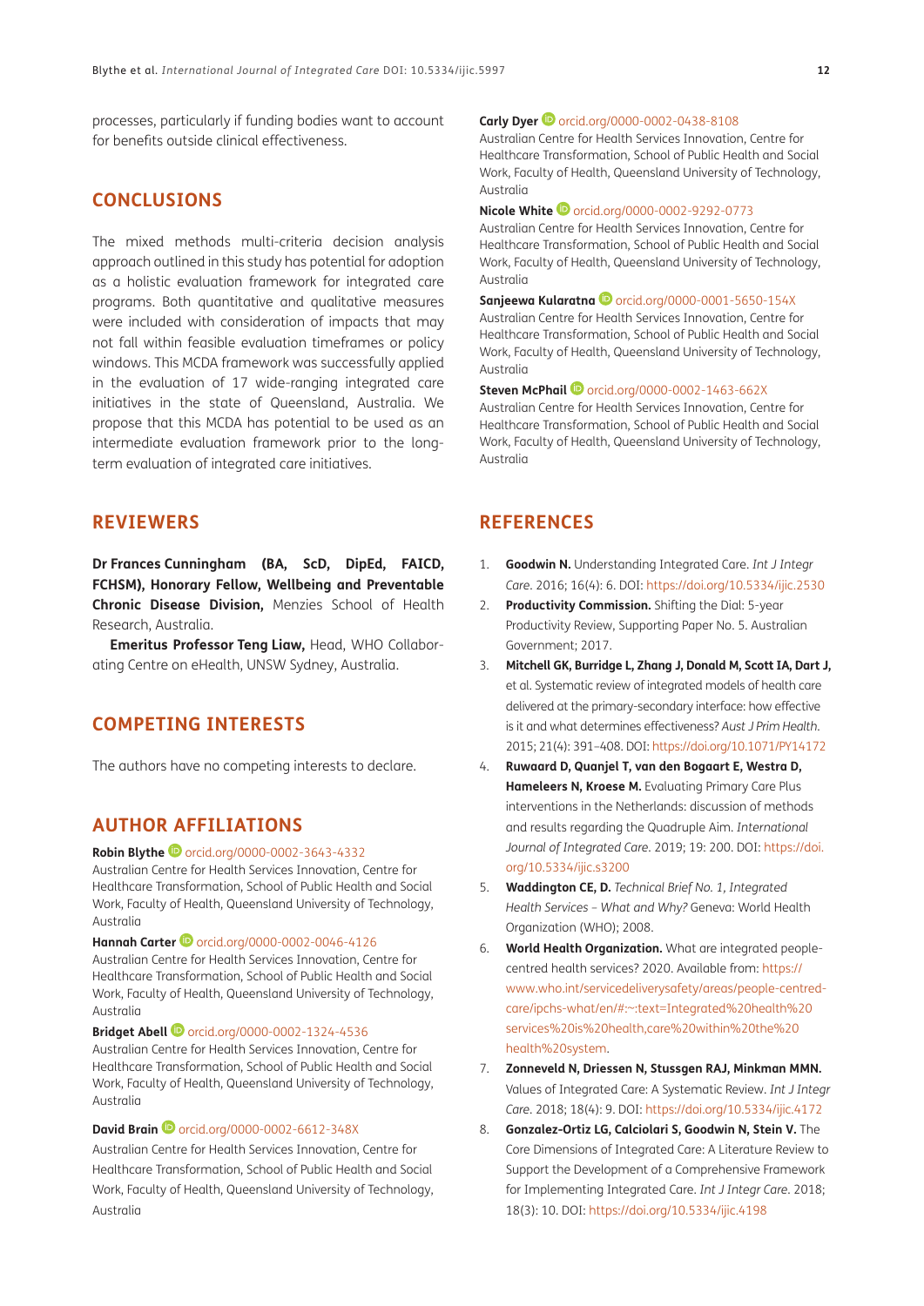processes, particularly if funding bodies want to account for benefits outside clinical effectiveness.

## CONCLUSIONS

The mixed methods multi-criteria decision analysis approach outlined in this study has potential for adoption as a holistic evaluation framework for integrated care programs. Both quantitative and qualitative measures were included with consideration of impacts that may not fall within feasible evaluation timeframes or policy windows. This MCDA framework was successfully applied in the evaluation of 17 wide-ranging integrated care initiatives in the state of Queensland, Australia. We propose that this MCDA has potential to be used as an intermediate evaluation framework prior to the long-term evaluation of integrated care initiatives.

## REVIEWERS

**Dr Frances Cunningham (BA, ScD, DipEd, FAICD, FCHSM), Honorary Fellow, Wellbeing and Preventable Chronic Disease Division,** Menzies School of Health Research, Australia.

**Emeritus Professor Teng Liaw,** Head, WHO Collaborating Centre on eHealth, UNSW Sydney, Australia.

## COMPETING INTERESTS

The authors have no competing interests to declare.

## AUTHOR AFFILIATIONS

**Robin Blythe** orcid.org/0000-0002-3643-4332
Australian Centre for Health Services Innovation, Centre for Healthcare Transformation, School of Public Health and Social Work, Faculty of Health, Queensland University of Technology, Australia

**Hannah Carter** orcid.org/0000-0002-0046-4126
Australian Centre for Health Services Innovation, Centre for Healthcare Transformation, School of Public Health and Social Work, Faculty of Health, Queensland University of Technology, Australia

**Bridget Abell** orcid.org/0000-0002-1324-4536
Australian Centre for Health Services Innovation, Centre for Healthcare Transformation, School of Public Health and Social Work, Faculty of Health, Queensland University of Technology, Australia

**David Brain** orcid.org/0000-0002-6612-348X
Australian Centre for Health Services Innovation, Centre for Healthcare Transformation, School of Public Health and Social Work, Faculty of Health, Queensland University of Technology, Australia

**Carly Dyer** orcid.org/0000-0002-0438-8108
Australian Centre for Health Services Innovation, Centre for Healthcare Transformation, School of Public Health and Social Work, Faculty of Health, Queensland University of Technology, Australia

**Nicole White** orcid.org/0000-0002-9292-0773
Australian Centre for Health Services Innovation, Centre for Healthcare Transformation, School of Public Health and Social Work, Faculty of Health, Queensland University of Technology, Australia

**Sanjeewa Kularatna** orcid.org/0000-0001-5650-154X
Australian Centre for Health Services Innovation, Centre for Healthcare Transformation, School of Public Health and Social Work, Faculty of Health, Queensland University of Technology, Australia

**Steven McPhail** orcid.org/0000-0002-1463-662X
Australian Centre for Health Services Innovation, Centre for Healthcare Transformation, School of Public Health and Social Work, Faculty of Health, Queensland University of Technology, Australia

## REFERENCES

1. **Goodwin N.** Understanding Integrated Care. *Int J Integr Care*. 2016; 16(4): 6. DOI: https://doi.org/10.5334/ijic.2530
2. **Productivity Commission.** Shifting the Dial: 5-year Productivity Review, Supporting Paper No. 5. Australian Government; 2017.
3. **Mitchell GK, Burridge L, Zhang J, Donald M, Scott IA, Dart J,** et al. Systematic review of integrated models of health care delivered at the primary-secondary interface: how effective is it and what determines effectiveness? *Aust J Prim Health*. 2015; 21(4): 391–408. DOI: https://doi.org/10.1071/PY14172
4. **Ruwaard D, Quanjel T, van den Bogaart E, Westra D, Hameleers N, Kroese M.** Evaluating Primary Care Plus interventions in the Netherlands: discussion of methods and results regarding the Quadruple Aim. *International Journal of Integrated Care*. 2019; 19: 200. DOI: https://doi.org/10.5334/ijic.s3200
5. **Waddington CE, D.** *Technical Brief No. 1, Integrated Health Services – What and Why?* Geneva: World Health Organization (WHO); 2008.
6. **World Health Organization.** What are integrated people-centred health services? 2020. Available from: https://www.who.int/servicedeliverysafety/areas/people-centred-care/ipchs-what/en/#:~:text=Integrated%20health%20services%20is%20health,care%20within%20the%20health%20system.
7. **Zonneveld N, Driessen N, Stussgen RAJ, Minkman MMN.** Values of Integrated Care: A Systematic Review. *Int J Integr Care*. 2018; 18(4): 9. DOI: https://doi.org/10.5334/ijic.4172
8. **Gonzalez-Ortiz LG, Calciolari S, Goodwin N, Stein V.** The Core Dimensions of Integrated Care: A Literature Review to Support the Development of a Comprehensive Framework for Implementing Integrated Care. *Int J Integr Care*. 2018; 18(3): 10. DOI: https://doi.org/10.5334/ijic.4198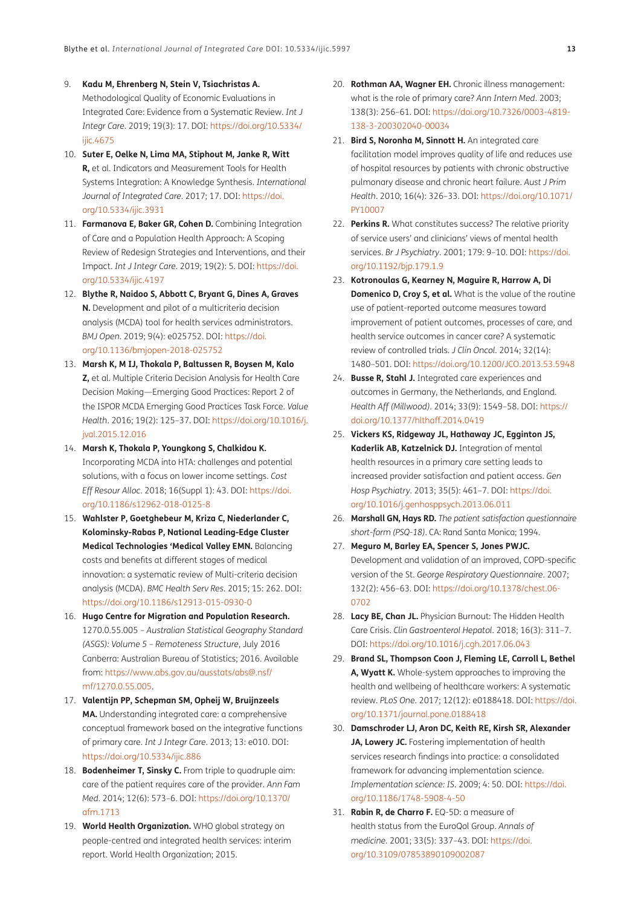9. **Kadu M, Ehrenberg N, Stein V, Tsiachristas A.** Methodological Quality of Economic Evaluations in Integrated Care: Evidence from a Systematic Review. *Int J Integr Care*. 2019; 19(3): 17. DOI: https://doi.org/10.5334/ijic.4675
10. **Suter E, Oelke N, Lima MA, Stiphout M, Janke R, Witt R,** et al. Indicators and Measurement Tools for Health Systems Integration: A Knowledge Synthesis. *International Journal of Integrated Care*. 2017; 17. DOI: https://doi.org/10.5334/ijic.3931
11. **Farmanova E, Baker GR, Cohen D.** Combining Integration of Care and a Population Health Approach: A Scoping Review of Redesign Strategies and Interventions, and their Impact. *Int J Integr Care*. 2019; 19(2): 5. DOI: https://doi.org/10.5334/ijic.4197
12. **Blythe R, Naidoo S, Abbott C, Bryant G, Dines A, Graves N.** Development and pilot of a multicriteria decision analysis (MCDA) tool for health services administrators. *BMJ Open*. 2019; 9(4): e025752. DOI: https://doi.org/10.1136/bmjopen-2018-025752
13. **Marsh K, M IJ, Thokala P, Baltussen R, Boysen M, Kalo Z,** et al. Multiple Criteria Decision Analysis for Health Care Decision Making—Emerging Good Practices: Report 2 of the ISPOR MCDA Emerging Good Practices Task Force. *Value Health*. 2016; 19(2): 125–37. DOI: https://doi.org/10.1016/j.jval.2015.12.016
14. **Marsh K, Thokala P, Youngkong S, Chalkidou K.** Incorporating MCDA into HTA: challenges and potential solutions, with a focus on lower income settings. *Cost Eff Resour Alloc*. 2018; 16(Suppl 1): 43. DOI: https://doi.org/10.1186/s12962-018-0125-8
15. **Wahlster P, Goetghebeur M, Kriza C, Niederlander C, Kolominsky-Rabas P, National Leading-Edge Cluster Medical Technologies 'Medical Valley EMN.** Balancing costs and benefits at different stages of medical innovation: a systematic review of Multi-criteria decision analysis (MCDA). *BMC Health Serv Res*. 2015; 15: 262. DOI: https://doi.org/10.1186/s12913-015-0930-0
16. **Hugo Centre for Migration and Population Research.** 1270.0.55.005 – *Australian Statistical Geography Standard (ASGS): Volume 5 – Remoteness Structure*, July 2016 Canberra: Australian Bureau of Statistics; 2016. Available from: https://www.abs.gov.au/ausstats/abs@.nsf/mf/1270.0.55.005.
17. **Valentijn PP, Schepman SM, Opheij W, Bruijnzeels MA.** Understanding integrated care: a comprehensive conceptual framework based on the integrative functions of primary care. *Int J Integr Care*. 2013; 13: e010. DOI: https://doi.org/10.5334/ijic.886
18. **Bodenheimer T, Sinsky C.** From triple to quadruple aim: care of the patient requires care of the provider. *Ann Fam Med*. 2014; 12(6): 573–6. DOI: https://doi.org/10.1370/afm.1713
19. **World Health Organization.** WHO global strategy on people-centred and integrated health services: interim report. World Health Organization; 2015.
20. **Rothman AA, Wagner EH.** Chronic illness management: what is the role of primary care? *Ann Intern Med*. 2003; 138(3): 256–61. DOI: https://doi.org/10.7326/0003-4819-138-3-200302040-00034
21. **Bird S, Noronha M, Sinnott H.** An integrated care facilitation model improves quality of life and reduces use of hospital resources by patients with chronic obstructive pulmonary disease and chronic heart failure. *Aust J Prim Health*. 2010; 16(4): 326–33. DOI: https://doi.org/10.1071/PY10007
22. **Perkins R.** What constitutes success? The relative priority of service users' and clinicians' views of mental health services. *Br J Psychiatry*. 2001; 179: 9–10. DOI: https://doi.org/10.1192/bjp.179.1.9
23. **Kotronoulas G, Kearney N, Maguire R, Harrow A, Di Domenico D, Croy S, et al.** What is the value of the routine use of patient-reported outcome measures toward improvement of patient outcomes, processes of care, and health service outcomes in cancer care? A systematic review of controlled trials. *J Clin Oncol*. 2014; 32(14): 1480–501. DOI: https://doi.org/10.1200/JCO.2013.53.5948
24. **Busse R, Stahl J.** Integrated care experiences and outcomes in Germany, the Netherlands, and England. *Health Aff (Millwood)*. 2014; 33(9): 1549–58. DOI: https://doi.org/10.1377/hlthaff.2014.0419
25. **Vickers KS, Ridgeway JL, Hathaway JC, Egginton JS, Kaderlik AB, Katzelnick DJ.** Integration of mental health resources in a primary care setting leads to increased provider satisfaction and patient access. *Gen Hosp Psychiatry*. 2013; 35(5): 461–7. DOI: https://doi.org/10.1016/j.genhosppsych.2013.06.011
26. **Marshall GN, Hays RD.** *The patient satisfaction questionnaire short-form (PSQ-18)*. CA: Rand Santa Monica; 1994.
27. **Meguro M, Barley EA, Spencer S, Jones PWJC.** Development and validation of an improved, COPD-specific version of the St. *George Respiratory Questionnaire*. 2007; 132(2): 456–63. DOI: https://doi.org/10.1378/chest.06-0702
28. **Lacy BE, Chan JL.** Physician Burnout: The Hidden Health Care Crisis. *Clin Gastroenterol Hepatol*. 2018; 16(3): 311–7. DOI: https://doi.org/10.1016/j.cgh.2017.06.043
29. **Brand SL, Thompson Coon J, Fleming LE, Carroll L, Bethel A, Wyatt K.** Whole-system approaches to improving the health and wellbeing of healthcare workers: A systematic review. *PLoS One*. 2017; 12(12): e0188418. DOI: https://doi.org/10.1371/journal.pone.0188418
30. **Damschroder LJ, Aron DC, Keith RE, Kirsh SR, Alexander JA, Lowery JC.** Fostering implementation of health services research findings into practice: a consolidated framework for advancing implementation science. *Implementation science: IS*. 2009; 4: 50. DOI: https://doi.org/10.1186/1748-5908-4-50
31. **Rabin R, de Charro F.** EQ-5D: a measure of health status from the EuroQol Group. *Annals of medicine*. 2001; 33(5): 337–43. DOI: https://doi.org/10.3109/07853890109002087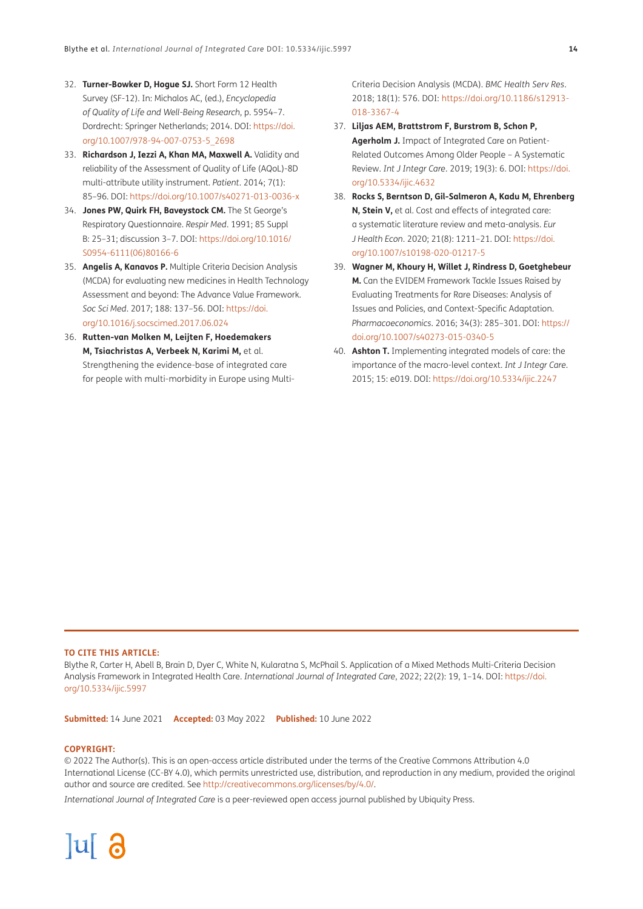32. **Turner-Bowker D, Hogue SJ.** Short Form 12 Health Survey (SF-12). In: Michalos AC, (ed.), *Encyclopedia of Quality of Life and Well-Being Research*, p. 5954–7. Dordrecht: Springer Netherlands; 2014. DOI: https://doi.org/10.1007/978-94-007-0753-5_2698
33. **Richardson J, Iezzi A, Khan MA, Maxwell A.** Validity and reliability of the Assessment of Quality of Life (AQoL)-8D multi-attribute utility instrument. *Patient*. 2014; 7(1): 85–96. DOI: https://doi.org/10.1007/s40271-013-0036-x
34. **Jones PW, Quirk FH, Baveystock CM.** The St George's Respiratory Questionnaire. *Respir Med*. 1991; 85 Suppl B: 25–31; discussion 3–7. DOI: https://doi.org/10.1016/S0954-6111(06)80166-6
35. **Angelis A, Kanavos P.** Multiple Criteria Decision Analysis (MCDA) for evaluating new medicines in Health Technology Assessment and beyond: The Advance Value Framework. *Soc Sci Med*. 2017; 188: 137–56. DOI: https://doi.org/10.1016/j.socscimed.2017.06.024
36. **Rutten-van Molken M, Leijten F, Hoedemakers M, Tsiachristas A, Verbeek N, Karimi M,** et al. Strengthening the evidence-base of integrated care for people with multi-morbidity in Europe using Multi-Criteria Decision Analysis (MCDA). *BMC Health Serv Res*. 2018; 18(1): 576. DOI: https://doi.org/10.1186/s12913-018-3367-4
37. **Liljas AEM, Brattstrom F, Burstrom B, Schon P, Agerholm J.** Impact of Integrated Care on Patient-Related Outcomes Among Older People – A Systematic Review. *Int J Integr Care*. 2019; 19(3): 6. DOI: https://doi.org/10.5334/ijic.4632
38. **Rocks S, Berntson D, Gil-Salmeron A, Kadu M, Ehrenberg N, Stein V,** et al. Cost and effects of integrated care: a systematic literature review and meta-analysis. *Eur J Health Econ*. 2020; 21(8): 1211–21. DOI: https://doi.org/10.1007/s10198-020-01217-5
39. **Wagner M, Khoury H, Willet J, Rindress D, Goetghebeur M.** Can the EVIDEM Framework Tackle Issues Raised by Evaluating Treatments for Rare Diseases: Analysis of Issues and Policies, and Context-Specific Adaptation. *Pharmacoeconomics*. 2016; 34(3): 285–301. DOI: https://doi.org/10.1007/s40273-015-0340-5
40. **Ashton T.** Implementing integrated models of care: the importance of the macro-level context. *Int J Integr Care*. 2015; 15: e019. DOI: https://doi.org/10.5334/ijic.2247

**TO CITE THIS ARTICLE:**

Blythe R, Carter H, Abell B, Brain D, Dyer C, White N, Kularatna S, McPhail S. Application of a Mixed Methods Multi-Criteria Decision Analysis Framework in Integrated Health Care. *International Journal of Integrated Care*, 2022; 22(2): 19, 1–14. DOI: https://doi.org/10.5334/ijic.5997

**Submitted:** 14 June 2021 **Accepted:** 03 May 2022 **Published:** 10 June 2022

**COPYRIGHT:**

© 2022 The Author(s). This is an open-access article distributed under the terms of the Creative Commons Attribution 4.0 International License (CC-BY 4.0), which permits unrestricted use, distribution, and reproduction in any medium, provided the original author and source are credited. See http://creativecommons.org/licenses/by/4.0/.

*International Journal of Integrated Care* is a peer-reviewed open access journal published by Ubiquity Press.